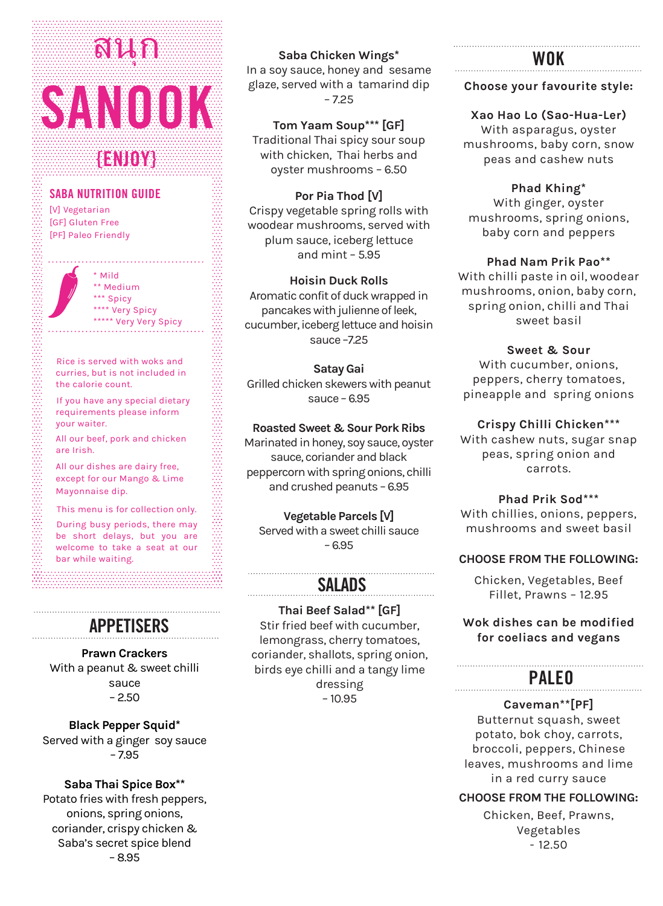# สนุก

# SANOOK

## {ENJOY}

### SABA NUTRITION GUIDE

[V] Vegetarian
[GF] Gluten Free
[PF] Paleo Friendly

\* Mild
** Medium
*** Spicy
**** Very Spicy
***** Very Very Spicy

Rice is served with woks and curries, but is not included in the calorie count.

If you have any special dietary requirements please inform your waiter.

All our beef, pork and chicken are Irish.

All our dishes are dairy free, except for our Mango & Lime Mayonnaise dip.

This menu is for collection only.

During busy periods, there may be short delays, but you are welcome to take a seat at our bar while waiting.

## APPETISERS

**Prawn Crackers**
With a peanut & sweet chilli sauce
– 2.50

**Black Pepper Squid***
Served with a ginger soy sauce
– 7.95

**Saba Thai Spice Box****
Potato fries with fresh peppers, onions, spring onions, coriander, crispy chicken & Saba's secret spice blend
– 8.95

**Saba Chicken Wings***
In a soy sauce, honey and sesame glaze, served with a tamarind dip
– 7.25

**Tom Yaam Soup*** [GF]**
Traditional Thai spicy sour soup with chicken, Thai herbs and oyster mushrooms – 6.50

**Por Pia Thod [V]**
Crispy vegetable spring rolls with woodear mushrooms, served with plum sauce, iceberg lettuce and mint – 5.95

**Hoisin Duck Rolls**
Aromatic confit of duck wrapped in pancakes with julienne of leek, cucumber, iceberg lettuce and hoisin sauce –7.25

**Satay Gai**
Grilled chicken skewers with peanut sauce – 6.95

**Roasted Sweet & Sour Pork Ribs**
Marinated in honey, soy sauce, oyster sauce, coriander and black peppercorn with spring onions, chilli and crushed peanuts – 6.95

**Vegetable Parcels [V]**
Served with a sweet chilli sauce
– 6.95

## SALADS

**Thai Beef Salad** [GF]**
Stir fried beef with cucumber, lemongrass, cherry tomatoes, coriander, shallots, spring onion, birds eye chilli and a tangy lime dressing
– 10.95

## WOK

**Choose your favourite style:**

**Xao Hao Lo (Sao-Hua-Ler)**
With asparagus, oyster mushrooms, baby corn, snow peas and cashew nuts

**Phad Khing***
With ginger, oyster mushrooms, spring onions, baby corn and peppers

**Phad Nam Prik Pao****
With chilli paste in oil, woodear mushrooms, onion, baby corn, spring onion, chilli and Thai sweet basil

**Sweet & Sour**
With cucumber, onions, peppers, cherry tomatoes, pineapple and spring onions

**Crispy Chilli Chicken*****
With cashew nuts, sugar snap peas, spring onion and carrots.

**Phad Prik Sod*****
With chillies, onions, peppers, mushrooms and sweet basil

**CHOOSE FROM THE FOLLOWING:**

Chicken, Vegetables, Beef Fillet, Prawns – 12.95

**Wok dishes can be modified for coeliacs and vegans**

## PALEO

**Caveman**[PF]**
Butternut squash, sweet potato, bok choy, carrots, broccoli, peppers, Chinese leaves, mushrooms and lime in a red curry sauce

**CHOOSE FROM THE FOLLOWING:**

Chicken, Beef, Prawns, Vegetables
– 12.50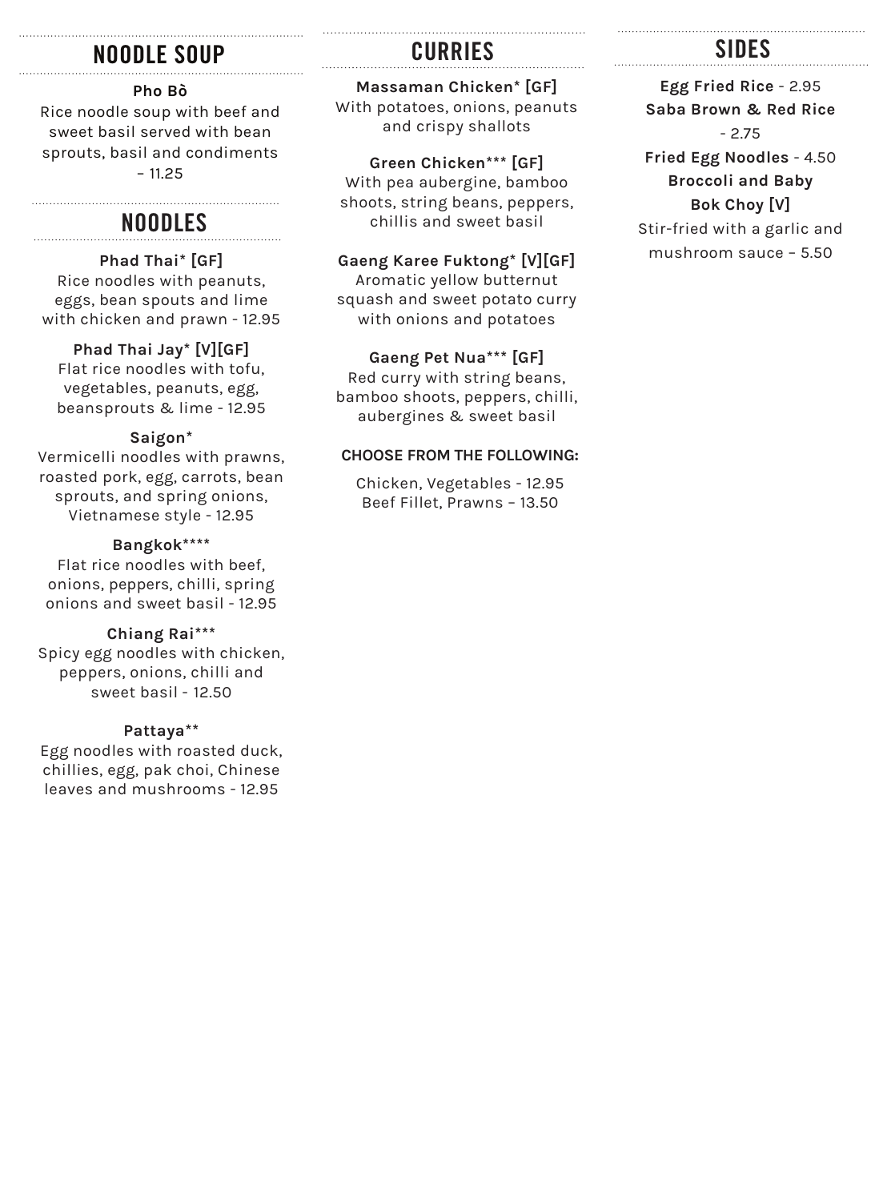## NOODLE SOUP

**Pho Bò**
Rice noodle soup with beef and sweet basil served with bean sprouts, basil and condiments – 11.25

## NOODLES

**Phad Thai* [GF]**
Rice noodles with peanuts, eggs, bean spouts and lime with chicken and prawn - 12.95

**Phad Thai Jay* [V][GF]**
Flat rice noodles with tofu, vegetables, peanuts, egg, beansprouts & lime - 12.95

**Saigon***
Vermicelli noodles with prawns, roasted pork, egg, carrots, bean sprouts, and spring onions, Vietnamese style - 12.95

**Bangkok******
Flat rice noodles with beef, onions, peppers, chilli, spring onions and sweet basil - 12.95

**Chiang Rai*****
Spicy egg noodles with chicken, peppers, onions, chilli and sweet basil - 12.50

**Pattaya****
Egg noodles with roasted duck, chillies, egg, pak choi, Chinese leaves and mushrooms - 12.95

## CURRIES

**Massaman Chicken* [GF]**
With potatoes, onions, peanuts and crispy shallots

**Green Chicken*** [GF]**
With pea aubergine, bamboo shoots, string beans, peppers, chillis and sweet basil

**Gaeng Karee Fuktong* [V][GF]**
Aromatic yellow butternut squash and sweet potato curry with onions and potatoes

**Gaeng Pet Nua*** [GF]**
Red curry with string beans, bamboo shoots, peppers, chilli, aubergines & sweet basil

**CHOOSE FROM THE FOLLOWING:**

Chicken, Vegetables - 12.95
Beef Fillet, Prawns – 13.50

## SIDES

**Egg Fried Rice** - 2.95

**Saba Brown & Red Rice** - 2.75

**Fried Egg Noodles** - 4.50

**Broccoli and Baby Bok Choy [V]**
Stir-fried with a garlic and mushroom sauce – 5.50